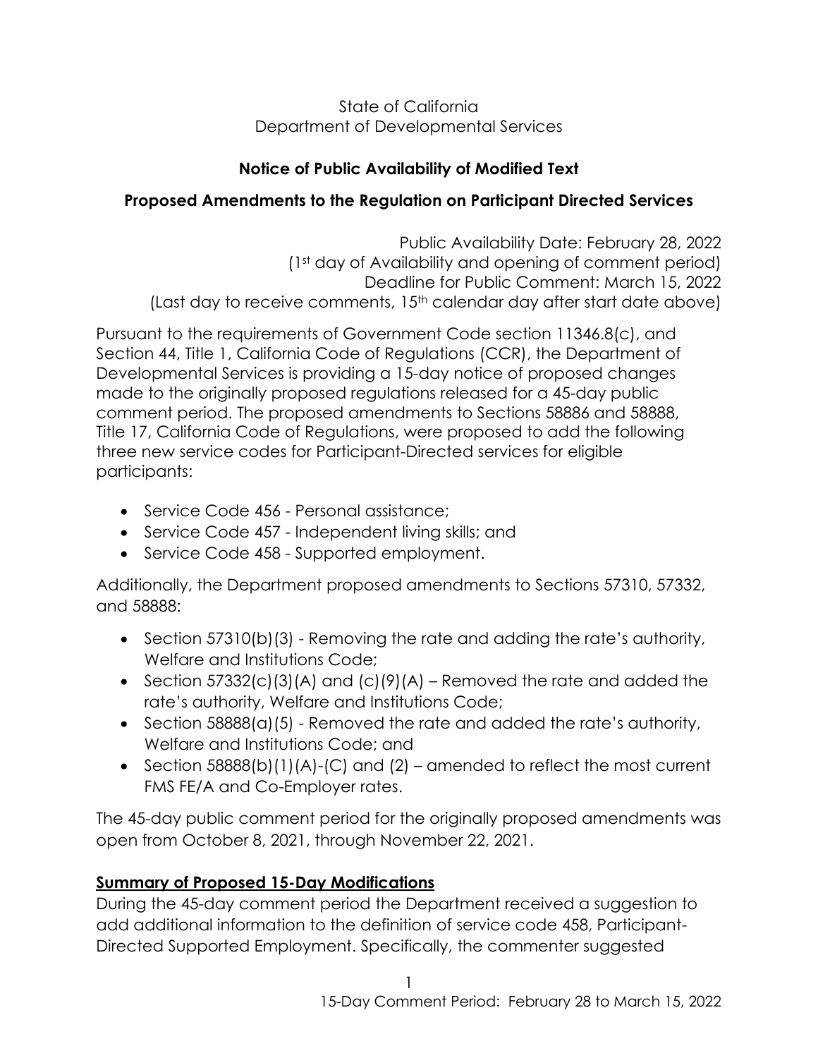State of California
Department of Developmental Services

**Notice of Public Availability of Modified Text**

**Proposed Amendments to the Regulation on Participant Directed Services**

Public Availability Date: February 28, 2022
(1st day of Availability and opening of comment period)
Deadline for Public Comment: March 15, 2022
(Last day to receive comments, 15th calendar day after start date above)

Pursuant to the requirements of Government Code section 11346.8(c), and Section 44, Title 1, California Code of Regulations (CCR), the Department of Developmental Services is providing a 15-day notice of proposed changes made to the originally proposed regulations released for a 45-day public comment period. The proposed amendments to Sections 58886 and 58888, Title 17, California Code of Regulations, were proposed to add the following three new service codes for Participant-Directed services for eligible participants:

- Service Code 456 - Personal assistance;
- Service Code 457 - Independent living skills; and
- Service Code 458 - Supported employment.

Additionally, the Department proposed amendments to Sections 57310, 57332, and 58888:

- Section 57310(b)(3) - Removing the rate and adding the rate's authority, Welfare and Institutions Code;
- Section 57332(c)(3)(A) and (c)(9)(A) – Removed the rate and added the rate's authority, Welfare and Institutions Code;
- Section 58888(a)(5) - Removed the rate and added the rate's authority, Welfare and Institutions Code; and
- Section 58888(b)(1)(A)-(C) and (2) – amended to reflect the most current FMS FE/A and Co-Employer rates.

The 45-day public comment period for the originally proposed amendments was open from October 8, 2021, through November 22, 2021.

## **Summary of Proposed 15-Day Modifications**

During the 45-day comment period the Department received a suggestion to add additional information to the definition of service code 458, Participant-Directed Supported Employment. Specifically, the commenter suggested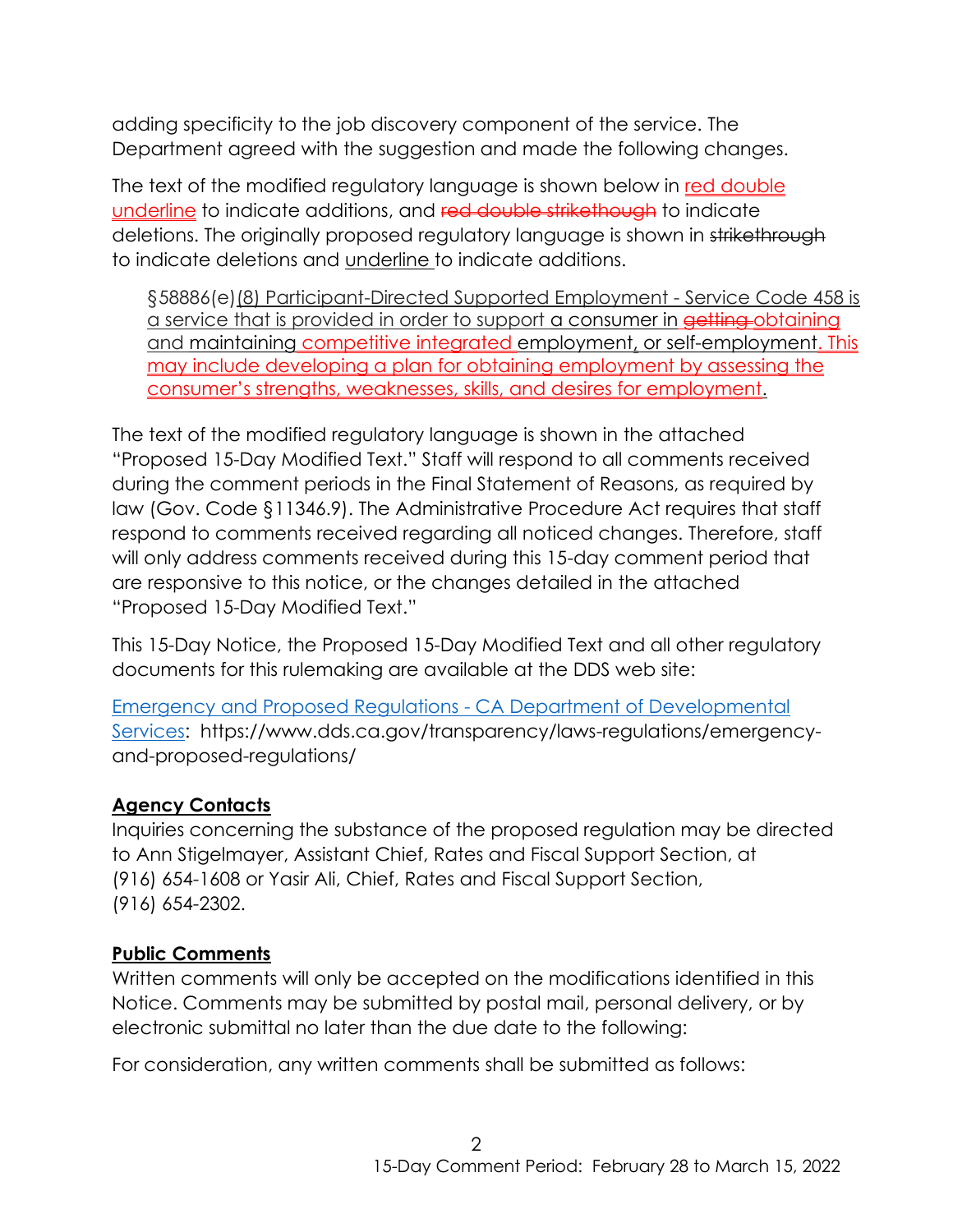adding specificity to the job discovery component of the service. The Department agreed with the suggestion and made the following changes.

The text of the modified regulatory language is shown below in red double underline to indicate additions, and ~~red double strikethough~~ to indicate deletions. The originally proposed regulatory language is shown in ~~strikethrough~~ to indicate deletions and underline to indicate additions.

> §58886(e)(8) Participant-Directed Supported Employment - Service Code 458 is a service that is provided in order to support a consumer in ~~getting~~ obtaining and maintaining competitive integrated employment, or self-employment. This may include developing a plan for obtaining employment by assessing the consumer's strengths, weaknesses, skills, and desires for employment.

The text of the modified regulatory language is shown in the attached "Proposed 15-Day Modified Text." Staff will respond to all comments received during the comment periods in the Final Statement of Reasons, as required by law (Gov. Code §11346.9). The Administrative Procedure Act requires that staff respond to comments received regarding all noticed changes. Therefore, staff will only address comments received during this 15-day comment period that are responsive to this notice, or the changes detailed in the attached "Proposed 15-Day Modified Text."

This 15-Day Notice, the Proposed 15-Day Modified Text and all other regulatory documents for this rulemaking are available at the DDS web site:

Emergency and Proposed Regulations - CA Department of Developmental Services: https://www.dds.ca.gov/transparency/laws-regulations/emergency-and-proposed-regulations/

**Agency Contacts**

Inquiries concerning the substance of the proposed regulation may be directed to Ann Stigelmayer, Assistant Chief, Rates and Fiscal Support Section, at (916) 654-1608 or Yasir Ali, Chief, Rates and Fiscal Support Section, (916) 654-2302.

**Public Comments**

Written comments will only be accepted on the modifications identified in this Notice. Comments may be submitted by postal mail, personal delivery, or by electronic submittal no later than the due date to the following:

For consideration, any written comments shall be submitted as follows: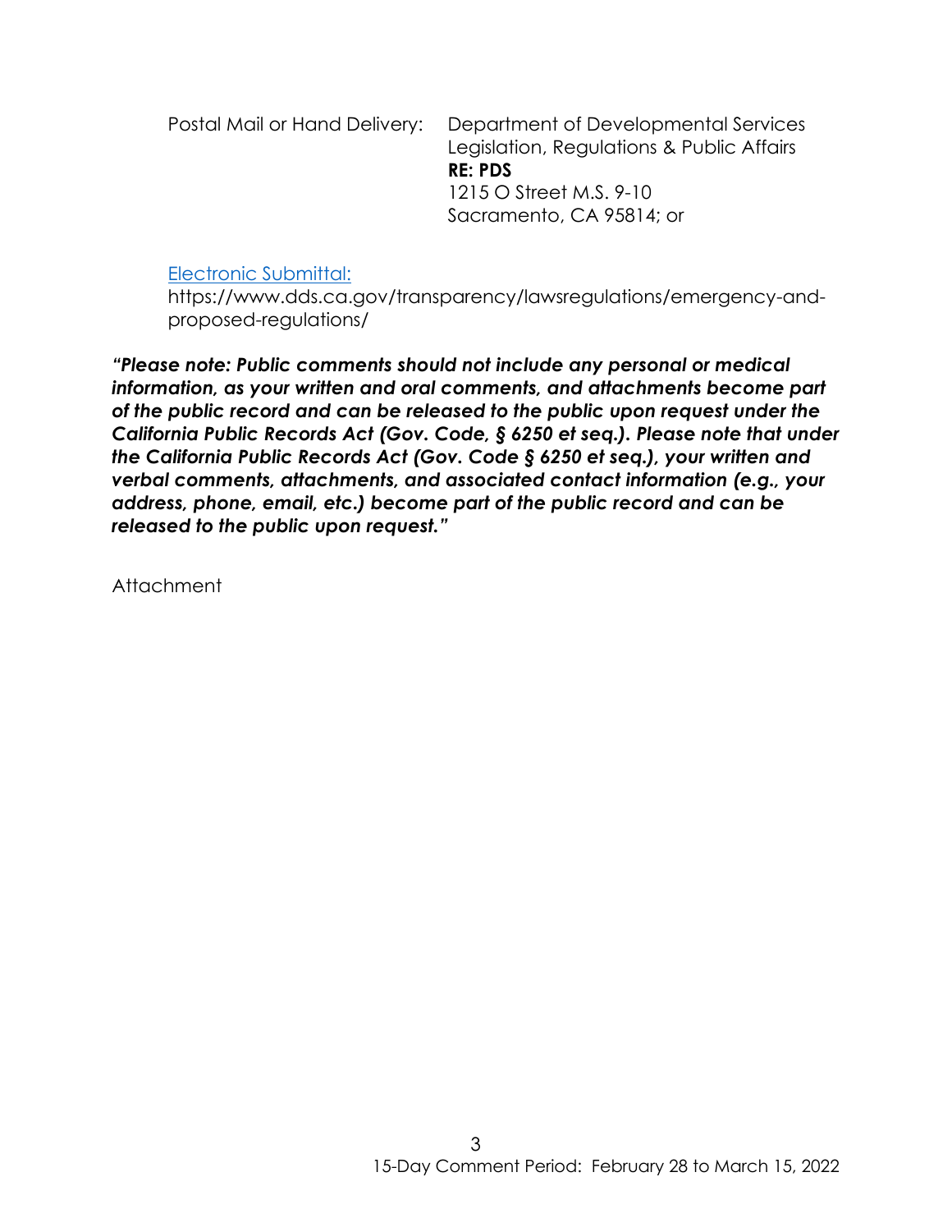Postal Mail or Hand Delivery: Department of Developmental Services
Legislation, Regulations & Public Affairs
**RE: PDS**
1215 O Street M.S. 9-10
Sacramento, CA 95814; or

Electronic Submittal:
https://www.dds.ca.gov/transparency/lawsregulations/emergency-and-proposed-regulations/

***"Please note: Public comments should not include any personal or medical information, as your written and oral comments, and attachments become part of the public record and can be released to the public upon request under the California Public Records Act (Gov. Code, § 6250 et seq.). Please note that under the California Public Records Act (Gov. Code § 6250 et seq.), your written and verbal comments, attachments, and associated contact information (e.g., your address, phone, email, etc.) become part of the public record and can be released to the public upon request."***

Attachment